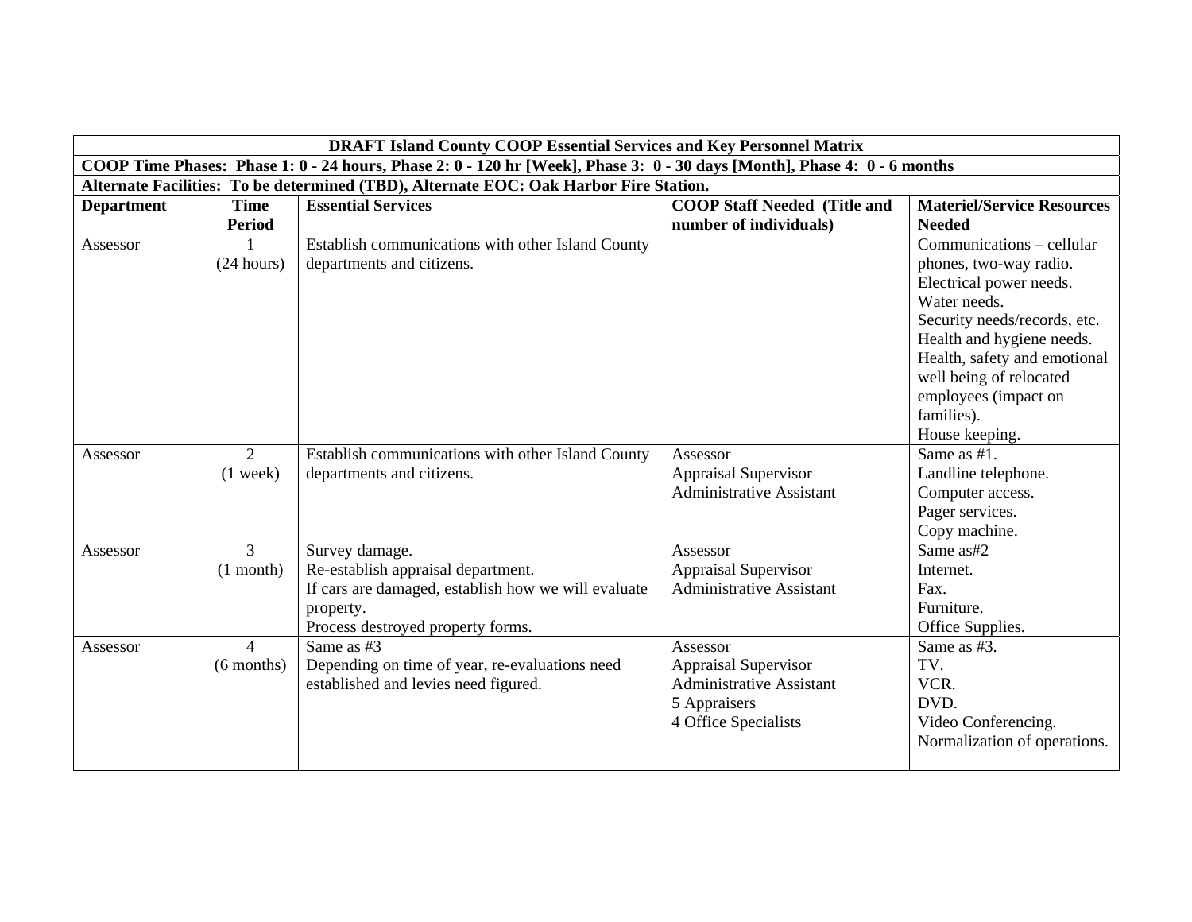| DRAFT Island County COOP Essential Services and Key Personnel Matrix | | | | |
|---|---|---|---|---|
| **COOP Time Phases: Phase 1: 0 - 24 hours, Phase 2: 0 - 120 hr [Week], Phase 3: 0 - 30 days [Month], Phase 4: 0 - 6 months** | | | | |
| **Alternate Facilities: To be determined (TBD), Alternate EOC: Oak Harbor Fire Station.** | | | | |
| **Department** | **Time Period** | **Essential Services** | **COOP Staff Needed (Title and number of individuals)** | **Materiel/Service Resources Needed** |
| Assessor | 1 (24 hours) | Establish communications with other Island County departments and citizens. | | Communications – cellular phones, two-way radio.<br>Electrical power needs.<br>Water needs.<br>Security needs/records, etc.<br>Health and hygiene needs.<br>Health, safety and emotional well being of relocated employees (impact on families).<br>House keeping. |
| Assessor | 2 (1 week) | Establish communications with other Island County departments and citizens. | Assessor<br>Appraisal Supervisor<br>Administrative Assistant | Same as #1.<br>Landline telephone.<br>Computer access.<br>Pager services.<br>Copy machine. |
| Assessor | 3 (1 month) | Survey damage.<br>Re-establish appraisal department.<br>If cars are damaged, establish how we will evaluate property.<br>Process destroyed property forms. | Assessor<br>Appraisal Supervisor<br>Administrative Assistant | Same as#2<br>Internet.<br>Fax.<br>Furniture.<br>Office Supplies. |
| Assessor | 4 (6 months) | Same as #3<br>Depending on time of year, re-evaluations need established and levies need figured. | Assessor<br>Appraisal Supervisor<br>Administrative Assistant<br>5 Appraisers<br>4 Office Specialists | Same as #3.<br>TV.<br>VCR.<br>DVD.<br>Video Conferencing.<br>Normalization of operations. |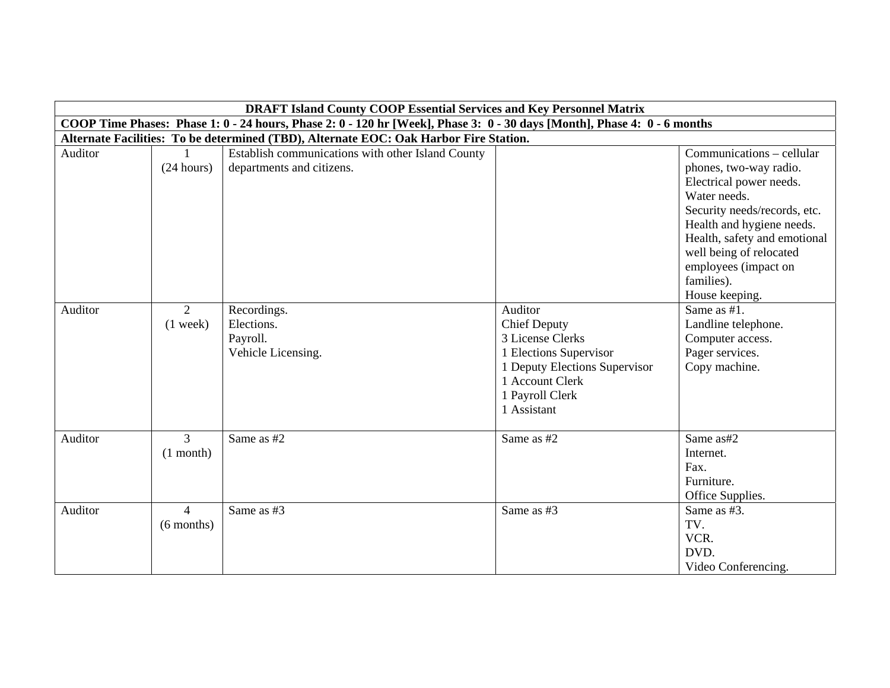| DRAFT Island County COOP Essential Services and Key Personnel Matrix | | | | |
|---|---|---|---|---|
| COOP Time Phases: Phase 1: 0 - 24 hours, Phase 2: 0 - 120 hr [Week], Phase 3: 0 - 30 days [Month], Phase 4: 0 - 6 months | | | | |
| Alternate Facilities: To be determined (TBD), Alternate EOC: Oak Harbor Fire Station. | | | | |
| Auditor | 1<br>(24 hours) | Establish communications with other Island County departments and citizens. | | Communications – cellular phones, two-way radio.<br>Electrical power needs.<br>Water needs.<br>Security needs/records, etc.<br>Health and hygiene needs.<br>Health, safety and emotional well being of relocated employees (impact on families).<br>House keeping. |
| Auditor | 2<br>(1 week) | Recordings.<br>Elections.<br>Payroll.<br>Vehicle Licensing. | Auditor<br>Chief Deputy<br>3 License Clerks<br>1 Elections Supervisor<br>1 Deputy Elections Supervisor<br>1 Account Clerk<br>1 Payroll Clerk<br>1 Assistant | Same as #1.<br>Landline telephone.<br>Computer access.<br>Pager services.<br>Copy machine. |
| Auditor | 3<br>(1 month) | Same as #2 | Same as #2 | Same as#2<br>Internet.<br>Fax.<br>Furniture.<br>Office Supplies. |
| Auditor | 4<br>(6 months) | Same as #3 | Same as #3 | Same as #3.<br>TV.<br>VCR.<br>DVD.<br>Video Conferencing. |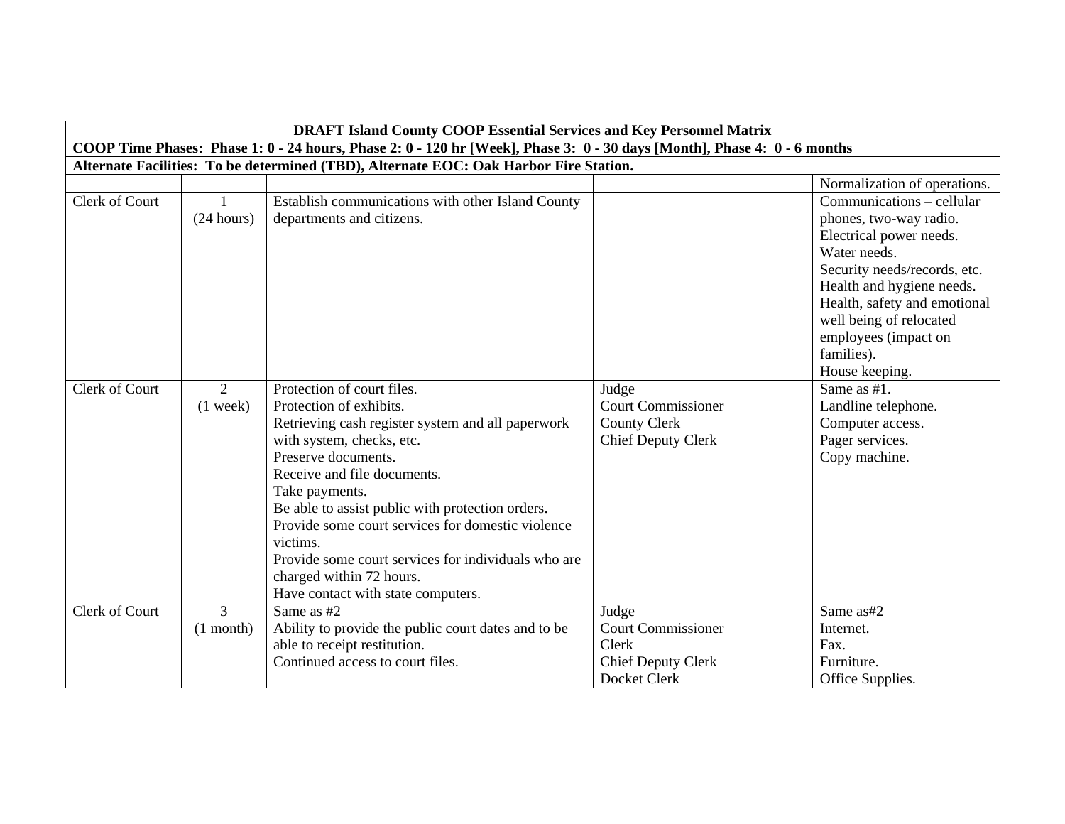| DRAFT Island County COOP Essential Services and Key Personnel Matrix | | | | |
|---|---|---|---|---|
| COOP Time Phases: Phase 1: 0 - 24 hours, Phase 2: 0 - 120 hr [Week], Phase 3: 0 - 30 days [Month], Phase 4: 0 - 6 months | | | | |
| Alternate Facilities: To be determined (TBD), Alternate EOC: Oak Harbor Fire Station. | | | | |
| | | | | Normalization of operations. |
| Clerk of Court | 1<br>(24 hours) | Establish communications with other Island County departments and citizens. | | Communications – cellular phones, two-way radio.<br>Electrical power needs.<br>Water needs.<br>Security needs/records, etc.<br>Health and hygiene needs.<br>Health, safety and emotional well being of relocated employees (impact on families).<br>House keeping. |
| Clerk of Court | 2<br>(1 week) | Protection of court files.<br>Protection of exhibits.<br>Retrieving cash register system and all paperwork with system, checks, etc.<br>Preserve documents.<br>Receive and file documents.<br>Take payments.<br>Be able to assist public with protection orders.<br>Provide some court services for domestic violence victims.<br>Provide some court services for individuals who are charged within 72 hours.<br>Have contact with state computers. | Judge<br>Court Commissioner<br>County Clerk<br>Chief Deputy Clerk | Same as #1.<br>Landline telephone.<br>Computer access.<br>Pager services.<br>Copy machine. |
| Clerk of Court | 3<br>(1 month) | Same as #2<br>Ability to provide the public court dates and to be able to receipt restitution.<br>Continued access to court files. | Judge<br>Court Commissioner<br>Clerk<br>Chief Deputy Clerk<br>Docket Clerk | Same as#2<br>Internet.<br>Fax.<br>Furniture.<br>Office Supplies. |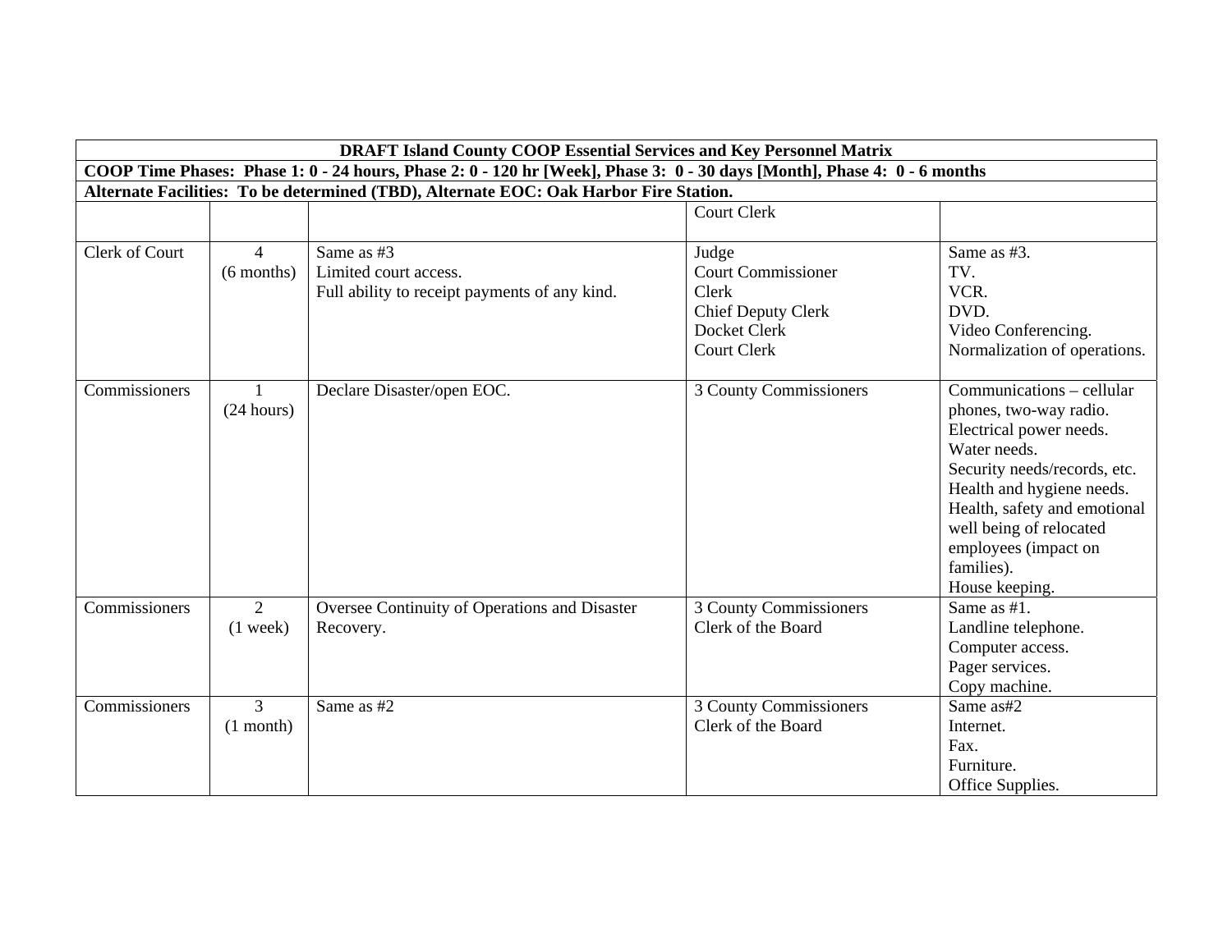| DRAFT Island County COOP Essential Services and Key Personnel Matrix | | | | |
|---|---|---|---|---|
| **COOP Time Phases: Phase 1: 0 - 24 hours, Phase 2: 0 - 120 hr [Week], Phase 3: 0 - 30 days [Month], Phase 4: 0 - 6 months** | | | | |
| **Alternate Facilities: To be determined (TBD), Alternate EOC: Oak Harbor Fire Station.** | | | | |
| | | | Court Clerk | |
| Clerk of Court | 4<br>(6 months) | Same as #3<br>Limited court access.<br>Full ability to receipt payments of any kind. | Judge<br>Court Commissioner<br>Clerk<br>Chief Deputy Clerk<br>Docket Clerk<br>Court Clerk | Same as #3.<br>TV.<br>VCR.<br>DVD.<br>Video Conferencing.<br>Normalization of operations. |
| Commissioners | 1<br>(24 hours) | Declare Disaster/open EOC. | 3 County Commissioners | Communications – cellular phones, two-way radio.<br>Electrical power needs.<br>Water needs.<br>Security needs/records, etc.<br>Health and hygiene needs.<br>Health, safety and emotional well being of relocated employees (impact on families).<br>House keeping. |
| Commissioners | 2<br>(1 week) | Oversee Continuity of Operations and Disaster Recovery. | 3 County Commissioners<br>Clerk of the Board | Same as #1.<br>Landline telephone.<br>Computer access.<br>Pager services.<br>Copy machine. |
| Commissioners | 3<br>(1 month) | Same as #2 | 3 County Commissioners<br>Clerk of the Board | Same as#2<br>Internet.<br>Fax.<br>Furniture.<br>Office Supplies. |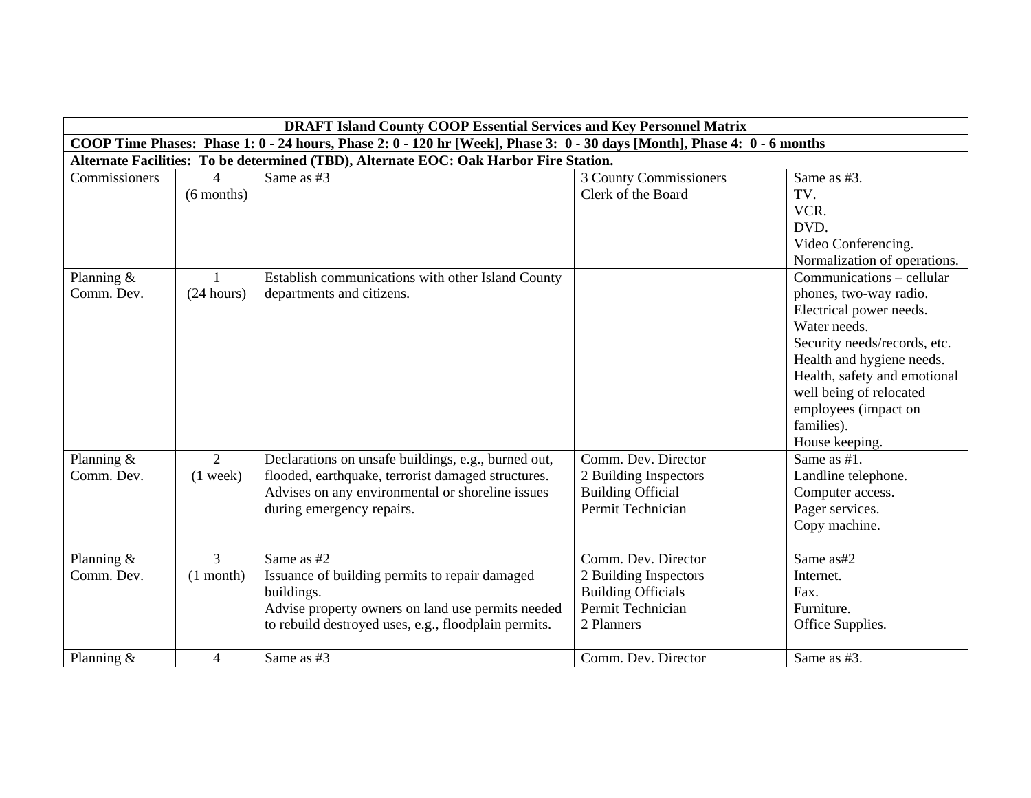| **DRAFT Island County COOP Essential Services and Key Personnel Matrix** | | | | |
|---|---|---|---|---|
| **COOP Time Phases: Phase 1: 0 - 24 hours, Phase 2: 0 - 120 hr [Week], Phase 3: 0 - 30 days [Month], Phase 4: 0 - 6 months** | | | | |
| **Alternate Facilities: To be determined (TBD), Alternate EOC: Oak Harbor Fire Station.** | | | | |
| Commissioners | 4<br>(6 months) | Same as #3 | 3 County Commissioners<br>Clerk of the Board | Same as #3.<br>TV.<br>VCR.<br>DVD.<br>Video Conferencing.<br>Normalization of operations. |
| Planning & Comm. Dev. | 1<br>(24 hours) | Establish communications with other Island County departments and citizens. | | Communications – cellular phones, two-way radio.<br>Electrical power needs.<br>Water needs.<br>Security needs/records, etc.<br>Health and hygiene needs.<br>Health, safety and emotional well being of relocated employees (impact on families).<br>House keeping. |
| Planning & Comm. Dev. | 2<br>(1 week) | Declarations on unsafe buildings, e.g., burned out, flooded, earthquake, terrorist damaged structures.<br>Advises on any environmental or shoreline issues during emergency repairs. | Comm. Dev. Director<br>2 Building Inspectors<br>Building Official<br>Permit Technician | Same as #1.<br>Landline telephone.<br>Computer access.<br>Pager services.<br>Copy machine. |
| Planning & Comm. Dev. | 3<br>(1 month) | Same as #2<br>Issuance of building permits to repair damaged buildings.<br>Advise property owners on land use permits needed to rebuild destroyed uses, e.g., floodplain permits. | Comm. Dev. Director<br>2 Building Inspectors<br>Building Officials<br>Permit Technician<br>2 Planners | Same as#2<br>Internet.<br>Fax.<br>Furniture.<br>Office Supplies. |
| Planning & | 4 | Same as #3 | Comm. Dev. Director | Same as #3. |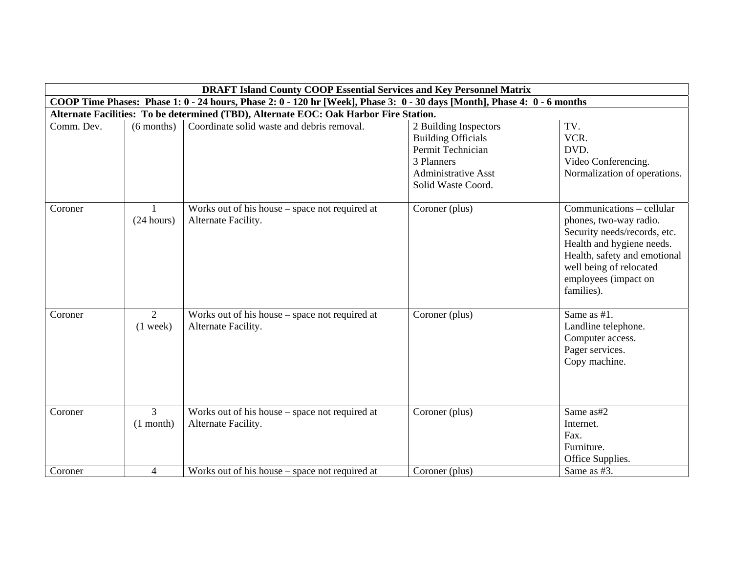| DRAFT Island County COOP Essential Services and Key Personnel Matrix | | | | |
|---|---|---|---|---|
| **COOP Time Phases: Phase 1: 0 - 24 hours, Phase 2: 0 - 120 hr [Week], Phase 3: 0 - 30 days [Month], Phase 4: 0 - 6 months** | | | | |
| **Alternate Facilities: To be determined (TBD), Alternate EOC: Oak Harbor Fire Station.** | | | | |
| Comm. Dev. | (6 months) | Coordinate solid waste and debris removal. | 2 Building Inspectors<br>Building Officials<br>Permit Technician<br>3 Planners<br>Administrative Asst<br>Solid Waste Coord. | TV.<br>VCR.<br>DVD.<br>Video Conferencing.<br>Normalization of operations. |
| Coroner | 1<br>(24 hours) | Works out of his house – space not required at Alternate Facility. | Coroner (plus) | Communications – cellular phones, two-way radio.<br>Security needs/records, etc.<br>Health and hygiene needs.<br>Health, safety and emotional well being of relocated employees (impact on families). |
| Coroner | 2<br>(1 week) | Works out of his house – space not required at Alternate Facility. | Coroner (plus) | Same as #1.<br>Landline telephone.<br>Computer access.<br>Pager services.<br>Copy machine. |
| Coroner | 3<br>(1 month) | Works out of his house – space not required at Alternate Facility. | Coroner (plus) | Same as#2<br>Internet.<br>Fax.<br>Furniture.<br>Office Supplies. |
| Coroner | 4 | Works out of his house – space not required at | Coroner (plus) | Same as #3. |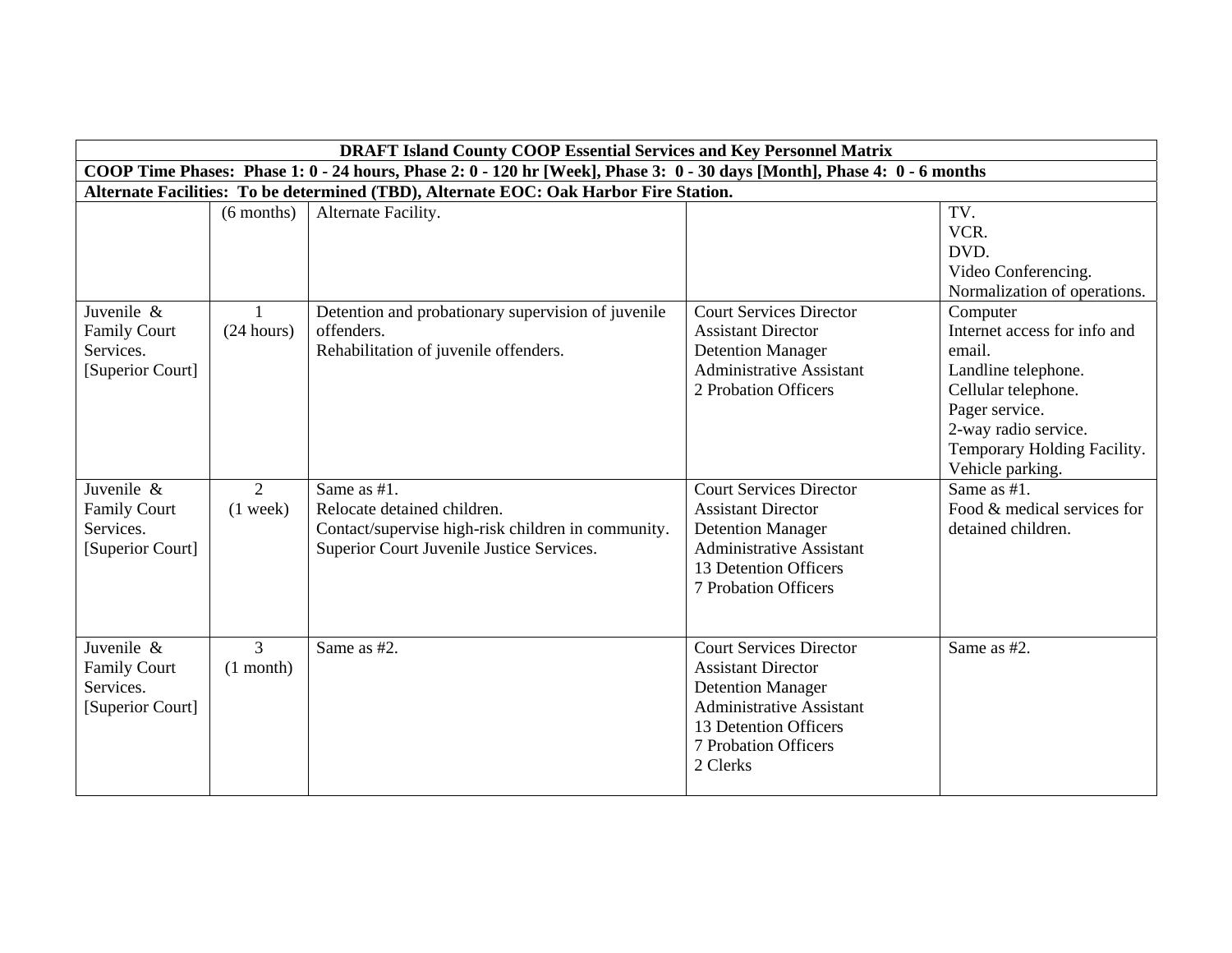| DRAFT Island County COOP Essential Services and Key Personnel Matrix | | | | |
|---|---|---|---|---|
| COOP Time Phases: Phase 1: 0 - 24 hours, Phase 2: 0 - 120 hr [Week], Phase 3: 0 - 30 days [Month], Phase 4: 0 - 6 months | | | | |
| Alternate Facilities: To be determined (TBD), Alternate EOC: Oak Harbor Fire Station. | | | | |
| | (6 months) | Alternate Facility. | | TV.<br>VCR.<br>DVD.<br>Video Conferencing.<br>Normalization of operations. |
| Juvenile & Family Court Services. [Superior Court] | 1<br>(24 hours) | Detention and probationary supervision of juvenile offenders.<br>Rehabilitation of juvenile offenders. | Court Services Director<br>Assistant Director<br>Detention Manager<br>Administrative Assistant<br>2 Probation Officers | Computer<br>Internet access for info and email.<br>Landline telephone.<br>Cellular telephone.<br>Pager service.<br>2-way radio service.<br>Temporary Holding Facility.<br>Vehicle parking. |
| Juvenile & Family Court Services. [Superior Court] | 2<br>(1 week) | Same as #1.<br>Relocate detained children.<br>Contact/supervise high-risk children in community.<br>Superior Court Juvenile Justice Services. | Court Services Director<br>Assistant Director<br>Detention Manager<br>Administrative Assistant<br>13 Detention Officers<br>7 Probation Officers | Same as #1.<br>Food & medical services for detained children. |
| Juvenile & Family Court Services. [Superior Court] | 3<br>(1 month) | Same as #2. | Court Services Director<br>Assistant Director<br>Detention Manager<br>Administrative Assistant<br>13 Detention Officers<br>7 Probation Officers<br>2 Clerks | Same as #2. |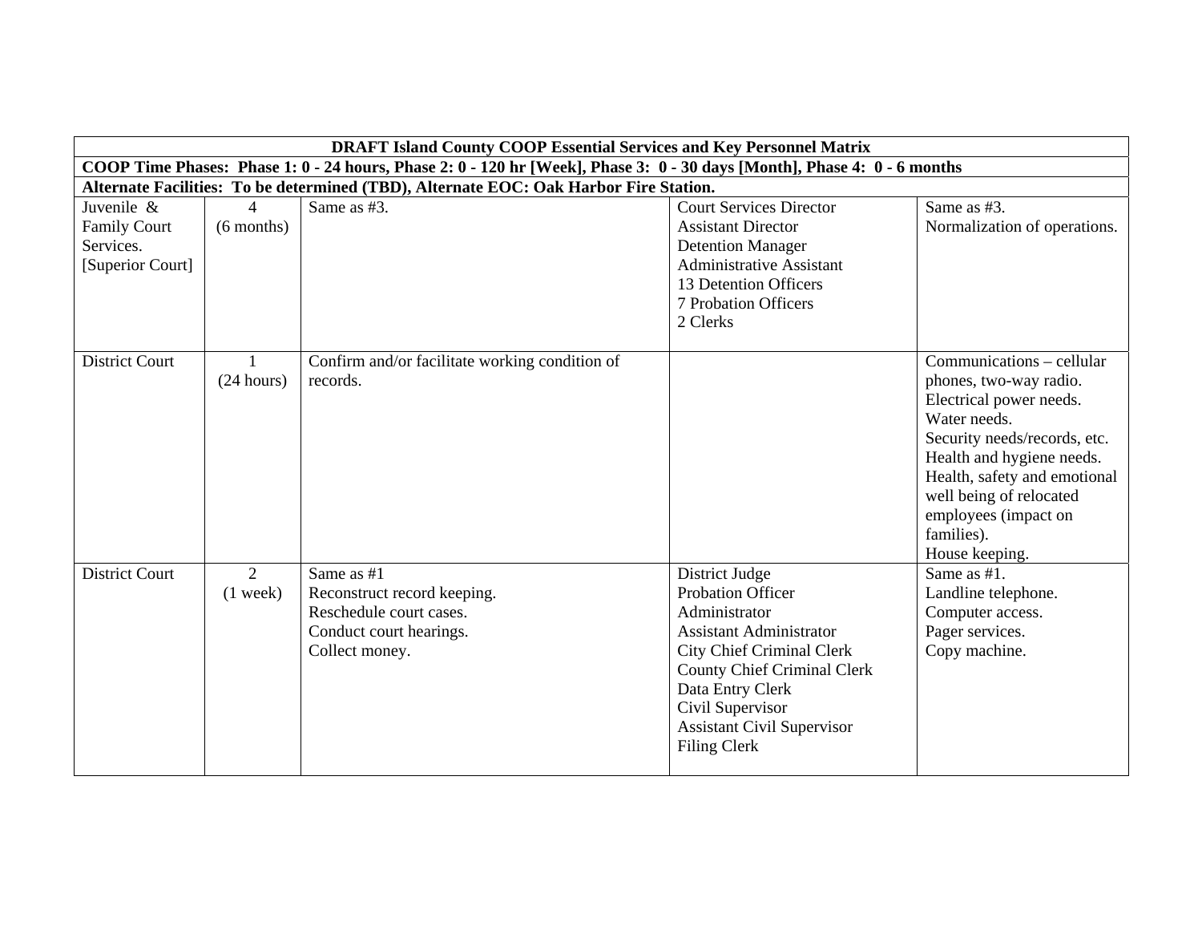| DRAFT Island County COOP Essential Services and Key Personnel Matrix | | | | |
|---|---|---|---|---|
| **COOP Time Phases: Phase 1: 0 - 24 hours, Phase 2: 0 - 120 hr [Week], Phase 3: 0 - 30 days [Month], Phase 4: 0 - 6 months** | | | | |
| **Alternate Facilities: To be determined (TBD), Alternate EOC: Oak Harbor Fire Station.** | | | | |
| Juvenile & Family Court Services. [Superior Court] | 4 (6 months) | Same as #3. | Court Services Director<br>Assistant Director<br>Detention Manager<br>Administrative Assistant<br>13 Detention Officers<br>7 Probation Officers<br>2 Clerks | Same as #3.<br>Normalization of operations. |
| District Court | 1 (24 hours) | Confirm and/or facilitate working condition of records. | | Communications – cellular phones, two-way radio.<br>Electrical power needs.<br>Water needs.<br>Security needs/records, etc.<br>Health and hygiene needs.<br>Health, safety and emotional well being of relocated employees (impact on families).<br>House keeping. |
| District Court | 2 (1 week) | Same as #1<br>Reconstruct record keeping.<br>Reschedule court cases.<br>Conduct court hearings.<br>Collect money. | District Judge<br>Probation Officer<br>Administrator<br>Assistant Administrator<br>City Chief Criminal Clerk<br>County Chief Criminal Clerk<br>Data Entry Clerk<br>Civil Supervisor<br>Assistant Civil Supervisor<br>Filing Clerk | Same as #1.<br>Landline telephone.<br>Computer access.<br>Pager services.<br>Copy machine. |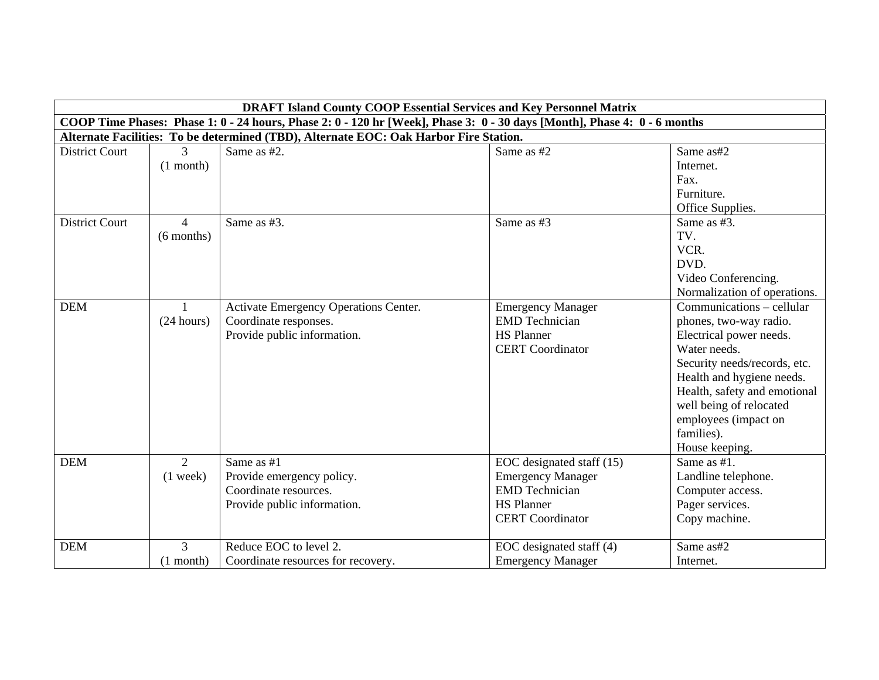| DRAFT Island County COOP Essential Services and Key Personnel Matrix | | | | |
|---|---|---|---|---|
| **COOP Time Phases: Phase 1: 0 - 24 hours, Phase 2: 0 - 120 hr [Week], Phase 3: 0 - 30 days [Month], Phase 4: 0 - 6 months** | | | | |
| **Alternate Facilities: To be determined (TBD), Alternate EOC: Oak Harbor Fire Station.** | | | | |
| District Court | 3<br>(1 month) | Same as #2. | Same as #2 | Same as#2<br>Internet.<br>Fax.<br>Furniture.<br>Office Supplies. |
| District Court | 4<br>(6 months) | Same as #3. | Same as #3 | Same as #3.<br>TV.<br>VCR.<br>DVD.<br>Video Conferencing.<br>Normalization of operations. |
| DEM | 1<br>(24 hours) | Activate Emergency Operations Center.<br>Coordinate responses.<br>Provide public information. | Emergency Manager<br>EMD Technician<br>HS Planner<br>CERT Coordinator | Communications – cellular phones, two-way radio.<br>Electrical power needs.<br>Water needs.<br>Security needs/records, etc.<br>Health and hygiene needs.<br>Health, safety and emotional well being of relocated employees (impact on families).<br>House keeping. |
| DEM | 2<br>(1 week) | Same as #1<br>Provide emergency policy.<br>Coordinate resources.<br>Provide public information. | EOC designated staff (15)<br>Emergency Manager<br>EMD Technician<br>HS Planner<br>CERT Coordinator | Same as #1.<br>Landline telephone.<br>Computer access.<br>Pager services.<br>Copy machine. |
| DEM | 3<br>(1 month) | Reduce EOC to level 2.<br>Coordinate resources for recovery. | EOC designated staff (4)<br>Emergency Manager | Same as#2<br>Internet. |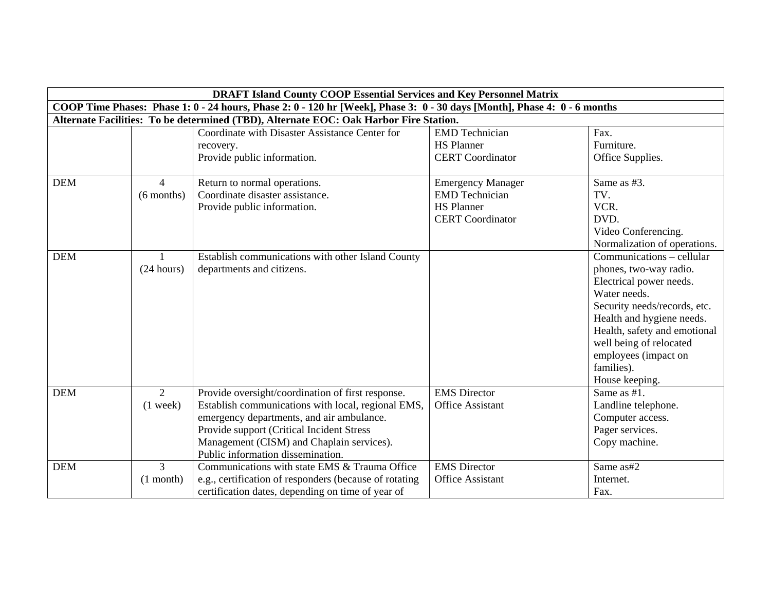| DRAFT Island County COOP Essential Services and Key Personnel Matrix | | | | |
|---|---|---|---|---|
| COOP Time Phases: Phase 1: 0 - 24 hours, Phase 2: 0 - 120 hr [Week], Phase 3: 0 - 30 days [Month], Phase 4: 0 - 6 months | | | | |
| Alternate Facilities: To be determined (TBD), Alternate EOC: Oak Harbor Fire Station. | | | | |
| | | Coordinate with Disaster Assistance Center for recovery.<br>Provide public information. | EMD Technician<br>HS Planner<br>CERT Coordinator | Fax.<br>Furniture.<br>Office Supplies. |
| DEM | 4<br>(6 months) | Return to normal operations.<br>Coordinate disaster assistance.<br>Provide public information. | Emergency Manager<br>EMD Technician<br>HS Planner<br>CERT Coordinator | Same as #3.<br>TV.<br>VCR.<br>DVD.<br>Video Conferencing.<br>Normalization of operations. |
| DEM | 1<br>(24 hours) | Establish communications with other Island County departments and citizens. | | Communications – cellular phones, two-way radio.<br>Electrical power needs.<br>Water needs.<br>Security needs/records, etc.<br>Health and hygiene needs.<br>Health, safety and emotional well being of relocated employees (impact on families).<br>House keeping. |
| DEM | 2<br>(1 week) | Provide oversight/coordination of first response.<br>Establish communications with local, regional EMS, emergency departments, and air ambulance.<br>Provide support (Critical Incident Stress Management (CISM) and Chaplain services).<br>Public information dissemination. | EMS Director<br>Office Assistant | Same as #1.<br>Landline telephone.<br>Computer access.<br>Pager services.<br>Copy machine. |
| DEM | 3<br>(1 month) | Communications with state EMS & Trauma Office e.g., certification of responders (because of rotating certification dates, depending on time of year of | EMS Director<br>Office Assistant | Same as#2<br>Internet.<br>Fax. |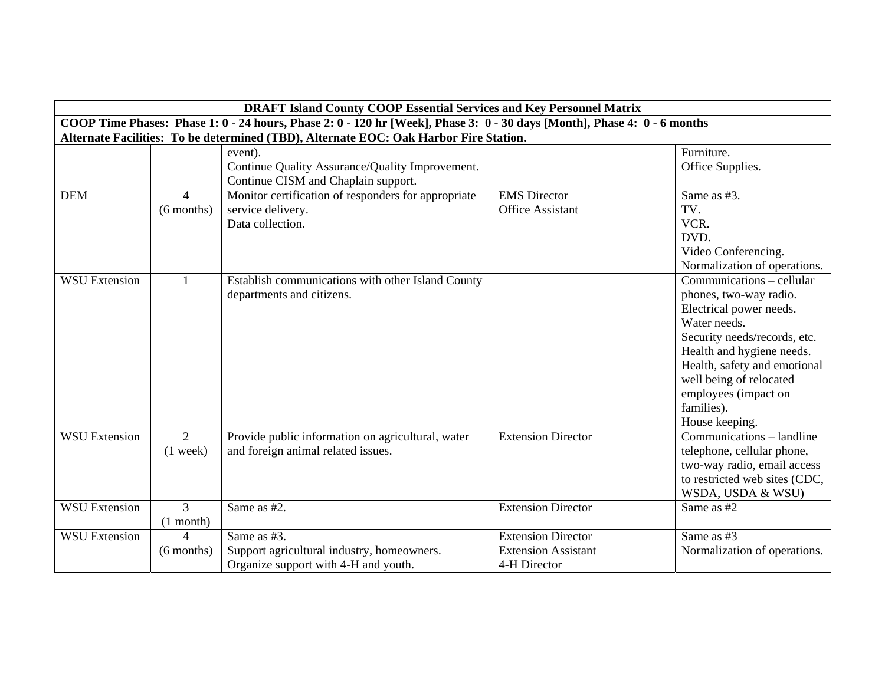| DRAFT Island County COOP Essential Services and Key Personnel Matrix | | | | |
|---|---|---|---|---|
| **COOP Time Phases: Phase 1: 0 - 24 hours, Phase 2: 0 - 120 hr [Week], Phase 3: 0 - 30 days [Month], Phase 4: 0 - 6 months** | | | | |
| **Alternate Facilities: To be determined (TBD), Alternate EOC: Oak Harbor Fire Station.** | | | | |
| | | event).<br>Continue Quality Assurance/Quality Improvement.<br>Continue CISM and Chaplain support. | | Furniture.<br>Office Supplies. |
| DEM | 4<br>(6 months) | Monitor certification of responders for appropriate service delivery.<br>Data collection. | EMS Director<br>Office Assistant | Same as #3.<br>TV.<br>VCR.<br>DVD.<br>Video Conferencing.<br>Normalization of operations. |
| WSU Extension | 1 | Establish communications with other Island County departments and citizens. | | Communications – cellular phones, two-way radio.<br>Electrical power needs.<br>Water needs.<br>Security needs/records, etc.<br>Health and hygiene needs.<br>Health, safety and emotional well being of relocated employees (impact on families).<br>House keeping. |
| WSU Extension | 2<br>(1 week) | Provide public information on agricultural, water and foreign animal related issues. | Extension Director | Communications – landline telephone, cellular phone, two-way radio, email access to restricted web sites (CDC, WSDA, USDA & WSU) |
| WSU Extension | 3<br>(1 month) | Same as #2. | Extension Director | Same as #2 |
| WSU Extension | 4<br>(6 months) | Same as #3.<br>Support agricultural industry, homeowners.<br>Organize support with 4-H and youth. | Extension Director<br>Extension Assistant<br>4-H Director | Same as #3<br>Normalization of operations. |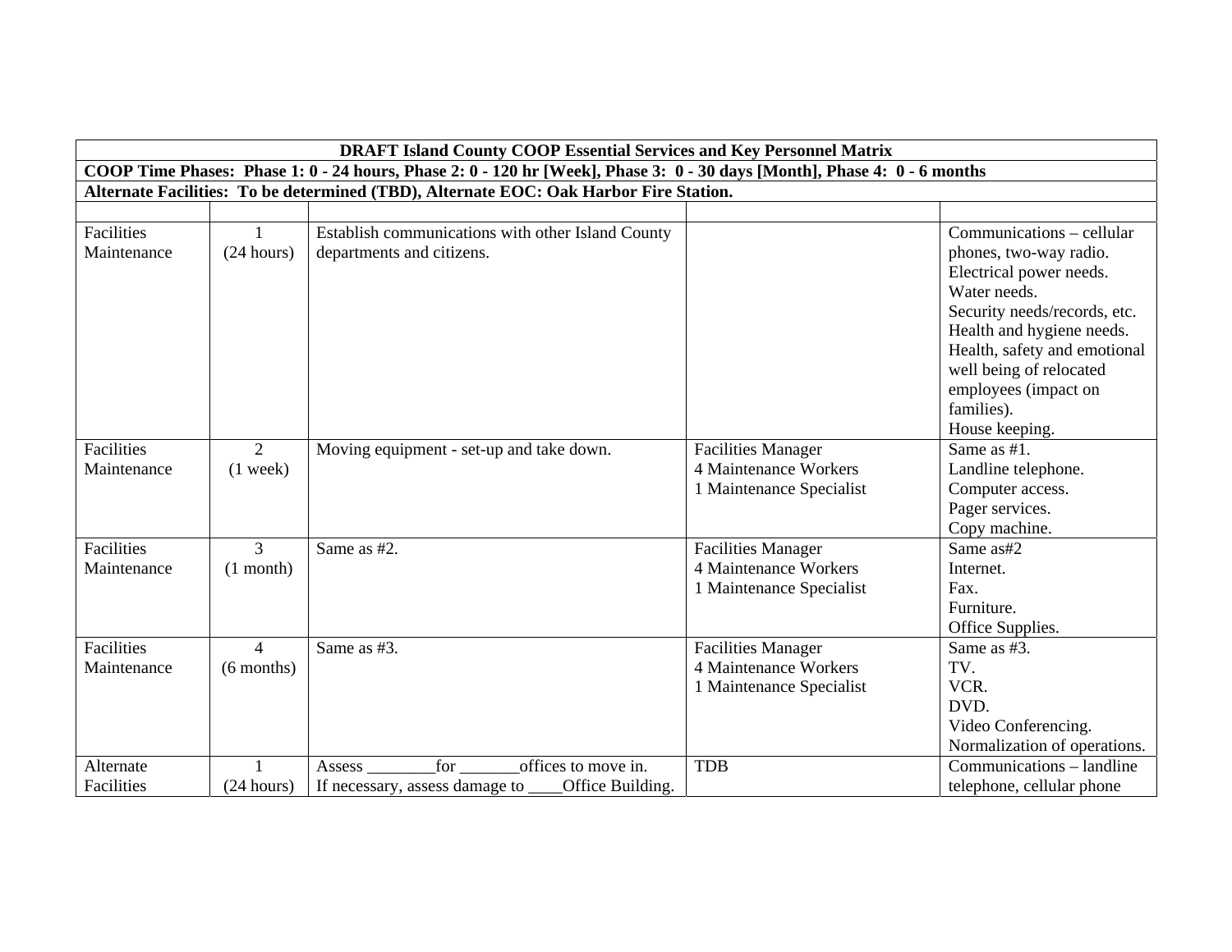| DRAFT Island County COOP Essential Services and Key Personnel Matrix | | | | |
|---|---|---|---|---|
| **COOP Time Phases: Phase 1: 0 - 24 hours, Phase 2: 0 - 120 hr [Week], Phase 3: 0 - 30 days [Month], Phase 4: 0 - 6 months** | | | | |
| **Alternate Facilities: To be determined (TBD), Alternate EOC: Oak Harbor Fire Station.** | | | | |
| | | | | |
| Facilities Maintenance | 1 (24 hours) | Establish communications with other Island County departments and citizens. | | Communications – cellular phones, two-way radio.<br>Electrical power needs.<br>Water needs.<br>Security needs/records, etc.<br>Health and hygiene needs.<br>Health, safety and emotional well being of relocated employees (impact on families).<br>House keeping. |
| Facilities Maintenance | 2 (1 week) | Moving equipment - set-up and take down. | Facilities Manager<br>4 Maintenance Workers<br>1 Maintenance Specialist | Same as #1.<br>Landline telephone.<br>Computer access.<br>Pager services.<br>Copy machine. |
| Facilities Maintenance | 3 (1 month) | Same as #2. | Facilities Manager<br>4 Maintenance Workers<br>1 Maintenance Specialist | Same as#2<br>Internet.<br>Fax.<br>Furniture.<br>Office Supplies. |
| Facilities Maintenance | 4 (6 months) | Same as #3. | Facilities Manager<br>4 Maintenance Workers<br>1 Maintenance Specialist | Same as #3.<br>TV.<br>VCR.<br>DVD.<br>Video Conferencing.<br>Normalization of operations. |
| Alternate Facilities | 1 (24 hours) | Assess ________for _______offices to move in.<br>If necessary, assess damage to ____Office Building. | TDB | Communications – landline telephone, cellular phone |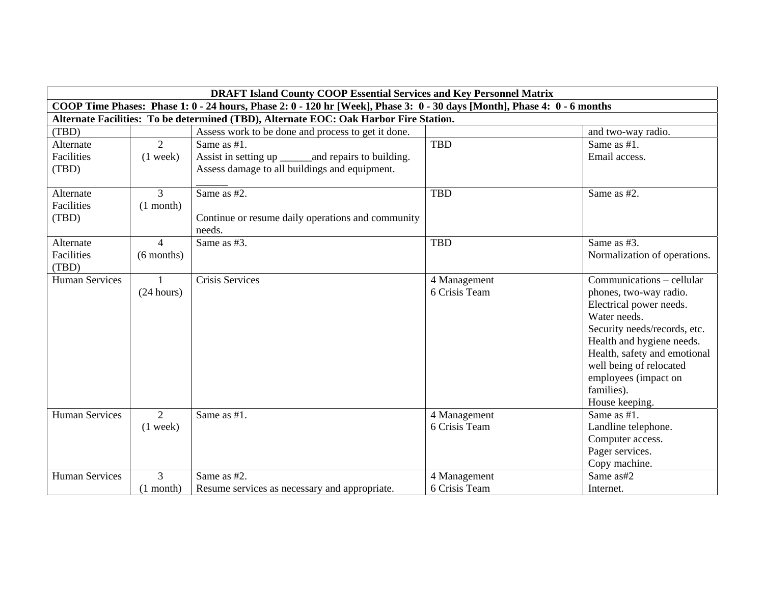| DRAFT Island County COOP Essential Services and Key Personnel Matrix | | | | |
|---|---|---|---|---|
| COOP Time Phases: Phase 1: 0 - 24 hours, Phase 2: 0 - 120 hr [Week], Phase 3: 0 - 30 days [Month], Phase 4: 0 - 6 months | | | | |
| Alternate Facilities: To be determined (TBD), Alternate EOC: Oak Harbor Fire Station. | | | | |
| (TBD) | | Assess work to be done and process to get it done. | | and two-way radio. |
| Alternate Facilities (TBD) | 2 (1 week) | Same as #1.<br>Assist in setting up ______and repairs to building.<br>Assess damage to all buildings and equipment.<br>______ | TBD | Same as #1.<br>Email access. |
| Alternate Facilities (TBD) | 3 (1 month) | Same as #2.<br><br>Continue or resume daily operations and community needs. | TBD | Same as #2. |
| Alternate Facilities (TBD) | 4 (6 months) | Same as #3. | TBD | Same as #3.<br>Normalization of operations. |
| Human Services | 1 (24 hours) | Crisis Services | 4 Management<br>6 Crisis Team | Communications – cellular phones, two-way radio.<br>Electrical power needs.<br>Water needs.<br>Security needs/records, etc.<br>Health and hygiene needs.<br>Health, safety and emotional well being of relocated employees (impact on families).<br>House keeping. |
| Human Services | 2 (1 week) | Same as #1. | 4 Management<br>6 Crisis Team | Same as #1.<br>Landline telephone.<br>Computer access.<br>Pager services.<br>Copy machine. |
| Human Services | 3 (1 month) | Same as #2.<br>Resume services as necessary and appropriate. | 4 Management<br>6 Crisis Team | Same as#2<br>Internet. |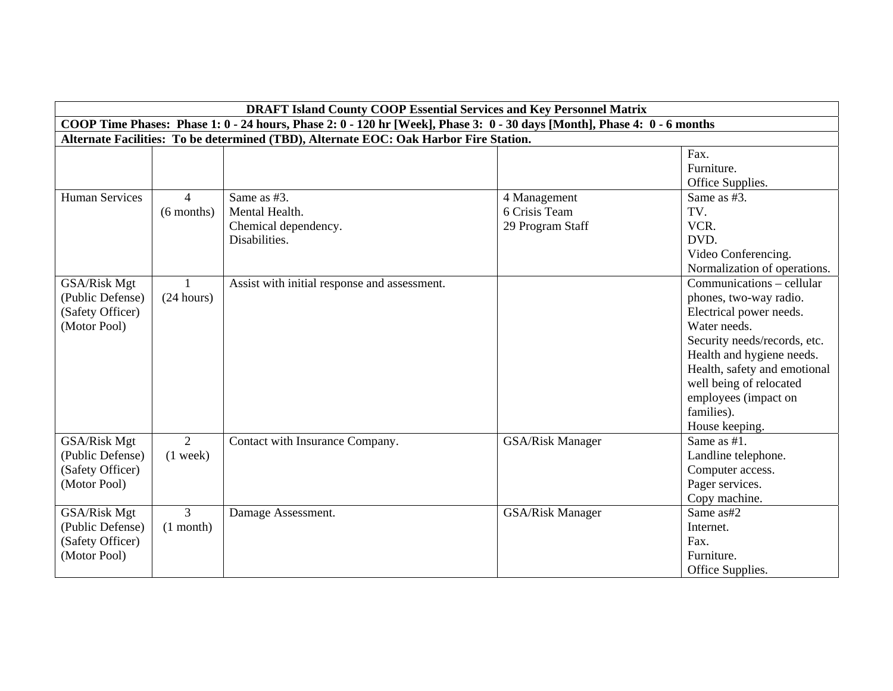| DRAFT Island County COOP Essential Services and Key Personnel Matrix | | | | |
|---|---|---|---|---|
| COOP Time Phases: Phase 1: 0 - 24 hours, Phase 2: 0 - 120 hr [Week], Phase 3: 0 - 30 days [Month], Phase 4: 0 - 6 months | | | | |
| Alternate Facilities: To be determined (TBD), Alternate EOC: Oak Harbor Fire Station. | | | | |
| | | | | Fax.<br>Furniture.<br>Office Supplies. |
| Human Services | 4<br>(6 months) | Same as #3.<br>Mental Health.<br>Chemical dependency.<br>Disabilities. | 4 Management<br>6 Crisis Team<br>29 Program Staff | Same as #3.<br>TV.<br>VCR.<br>DVD.<br>Video Conferencing.<br>Normalization of operations. |
| GSA/Risk Mgt<br>(Public Defense)<br>(Safety Officer)<br>(Motor Pool) | 1<br>(24 hours) | Assist with initial response and assessment. | | Communications – cellular phones, two-way radio.<br>Electrical power needs.<br>Water needs.<br>Security needs/records, etc.<br>Health and hygiene needs.<br>Health, safety and emotional well being of relocated employees (impact on families).<br>House keeping. |
| GSA/Risk Mgt<br>(Public Defense)<br>(Safety Officer)<br>(Motor Pool) | 2<br>(1 week) | Contact with Insurance Company. | GSA/Risk Manager | Same as #1.<br>Landline telephone.<br>Computer access.<br>Pager services.<br>Copy machine. |
| GSA/Risk Mgt<br>(Public Defense)<br>(Safety Officer)<br>(Motor Pool) | 3<br>(1 month) | Damage Assessment. | GSA/Risk Manager | Same as#2<br>Internet.<br>Fax.<br>Furniture.<br>Office Supplies. |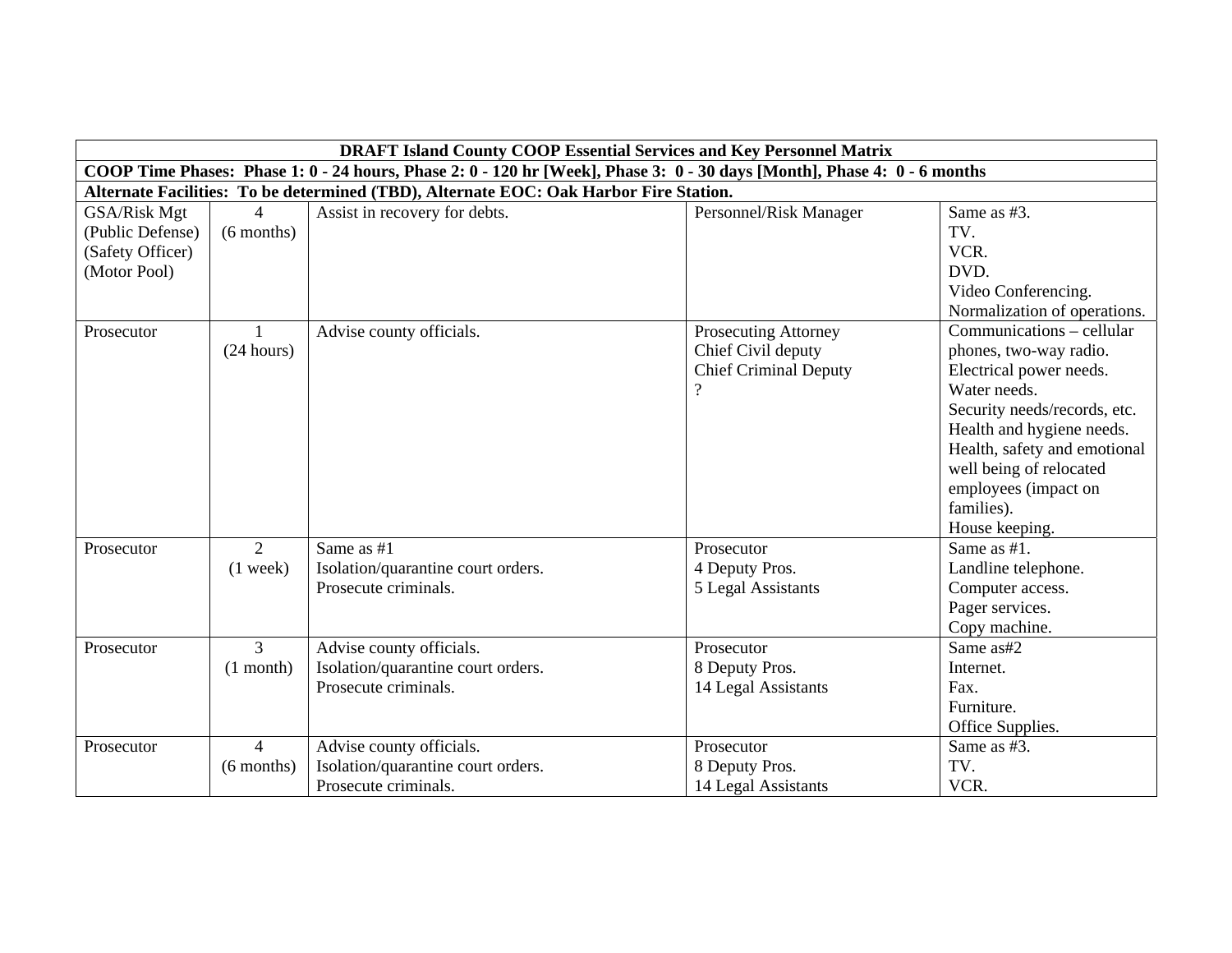| DRAFT Island County COOP Essential Services and Key Personnel Matrix | | | | |
|---|---|---|---|---|
| COOP Time Phases: Phase 1: 0 - 24 hours, Phase 2: 0 - 120 hr [Week], Phase 3: 0 - 30 days [Month], Phase 4: 0 - 6 months | | | | |
| Alternate Facilities: To be determined (TBD), Alternate EOC: Oak Harbor Fire Station. | | | | |
| GSA/Risk Mgt<br>(Public Defense)<br>(Safety Officer)<br>(Motor Pool) | 4<br>(6 months) | Assist in recovery for debts. | Personnel/Risk Manager | Same as #3.<br>TV.<br>VCR.<br>DVD.<br>Video Conferencing.<br>Normalization of operations. |
| Prosecutor | 1<br>(24 hours) | Advise county officials. | Prosecuting Attorney<br>Chief Civil deputy<br>Chief Criminal Deputy<br>? | Communications – cellular phones, two-way radio.<br>Electrical power needs.<br>Water needs.<br>Security needs/records, etc.<br>Health and hygiene needs.<br>Health, safety and emotional well being of relocated employees (impact on families).<br>House keeping. |
| Prosecutor | 2<br>(1 week) | Same as #1<br>Isolation/quarantine court orders.<br>Prosecute criminals. | Prosecutor<br>4 Deputy Pros.<br>5 Legal Assistants | Same as #1.<br>Landline telephone.<br>Computer access.<br>Pager services.<br>Copy machine. |
| Prosecutor | 3<br>(1 month) | Advise county officials.<br>Isolation/quarantine court orders.<br>Prosecute criminals. | Prosecutor<br>8 Deputy Pros.<br>14 Legal Assistants | Same as#2<br>Internet.<br>Fax.<br>Furniture.<br>Office Supplies. |
| Prosecutor | 4<br>(6 months) | Advise county officials.<br>Isolation/quarantine court orders.<br>Prosecute criminals. | Prosecutor<br>8 Deputy Pros.<br>14 Legal Assistants | Same as #3.<br>TV.<br>VCR. |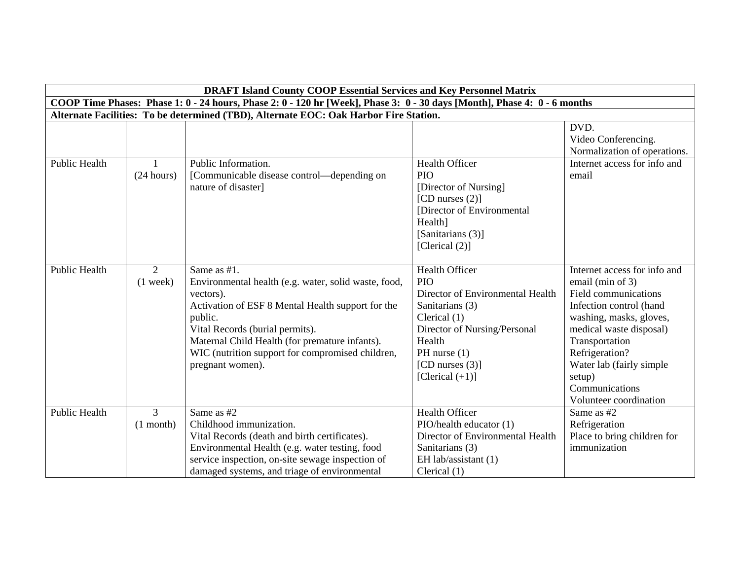| DRAFT Island County COOP Essential Services and Key Personnel Matrix | | | | |
|---|---|---|---|---|
| **COOP Time Phases: Phase 1: 0 - 24 hours, Phase 2: 0 - 120 hr [Week], Phase 3: 0 - 30 days [Month], Phase 4: 0 - 6 months** | | | | |
| **Alternate Facilities: To be determined (TBD), Alternate EOC: Oak Harbor Fire Station.** | | | | |
| | | | | DVD.<br>Video Conferencing.<br>Normalization of operations. |
| Public Health | 1<br>(24 hours) | Public Information.<br>[Communicable disease control—depending on nature of disaster] | Health Officer<br>PIO<br>[Director of Nursing]<br>[CD nurses (2)]<br>[Director of Environmental Health]<br>[Sanitarians (3)]<br>[Clerical (2)] | Internet access for info and email |
| Public Health | 2<br>(1 week) | Same as #1.<br>Environmental health (e.g. water, solid waste, food, vectors).<br>Activation of ESF 8 Mental Health support for the public.<br>Vital Records (burial permits).<br>Maternal Child Health (for premature infants).<br>WIC (nutrition support for compromised children, pregnant women). | Health Officer<br>PIO<br>Director of Environmental Health<br>Sanitarians (3)<br>Clerical (1)<br>Director of Nursing/Personal Health<br>PH nurse (1)<br>[CD nurses (3)]<br>[Clerical (+1)] | Internet access for info and email (min of 3)<br>Field communications<br>Infection control (hand washing, masks, gloves, medical waste disposal)<br>Transportation<br>Refrigeration?<br>Water lab (fairly simple setup)<br>Communications<br>Volunteer coordination |
| Public Health | 3<br>(1 month) | Same as #2<br>Childhood immunization.<br>Vital Records (death and birth certificates).<br>Environmental Health (e.g. water testing, food service inspection, on-site sewage inspection of damaged systems, and triage of environmental | Health Officer<br>PIO/health educator (1)<br>Director of Environmental Health<br>Sanitarians (3)<br>EH lab/assistant (1)<br>Clerical (1) | Same as #2<br>Refrigeration<br>Place to bring children for immunization |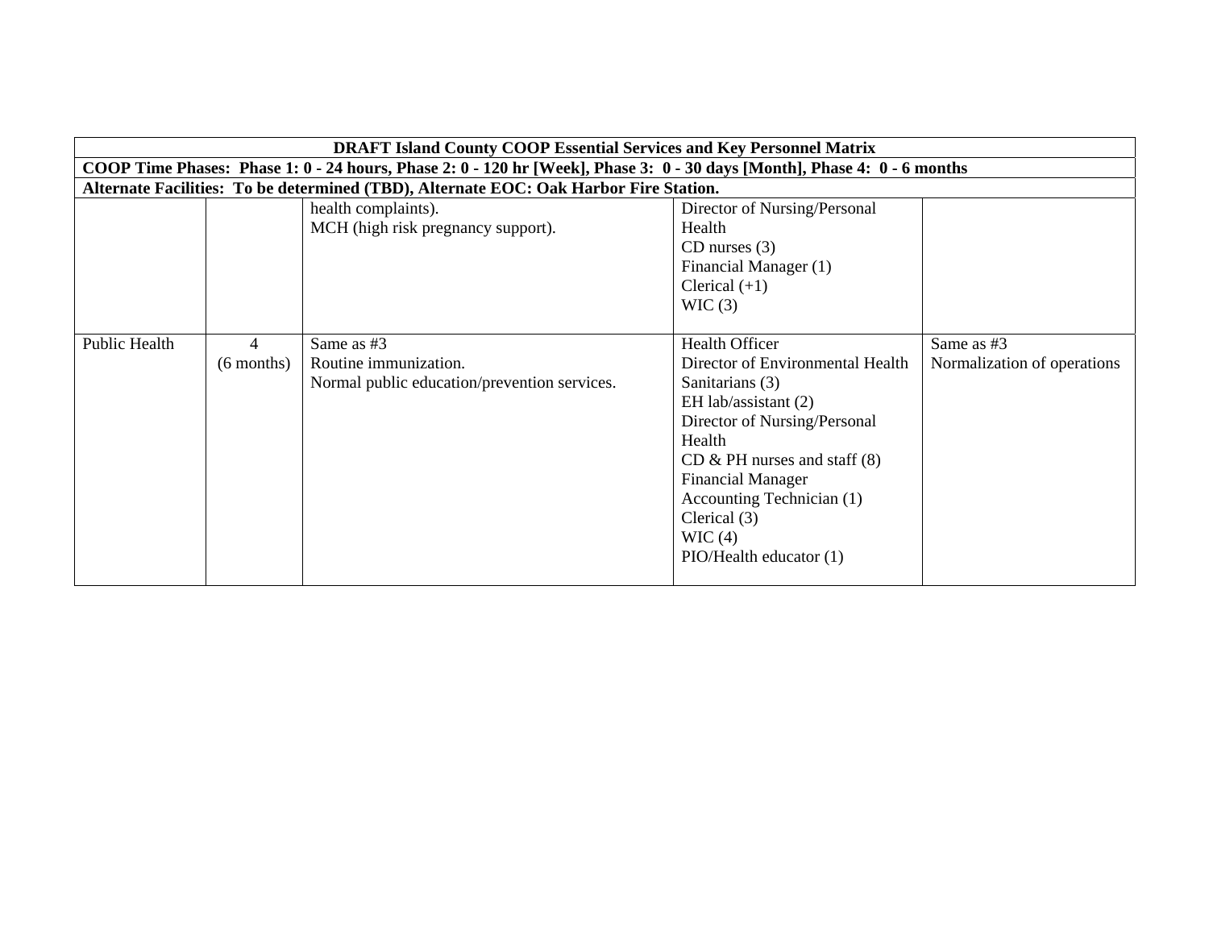| DRAFT Island County COOP Essential Services and Key Personnel Matrix | | | | |
|---|---|---|---|---|
| **COOP Time Phases: Phase 1: 0 - 24 hours, Phase 2: 0 - 120 hr [Week], Phase 3: 0 - 30 days [Month], Phase 4: 0 - 6 months** | | | | |
| **Alternate Facilities: To be determined (TBD), Alternate EOC: Oak Harbor Fire Station.** | | | | |
| | | health complaints).<br>MCH (high risk pregnancy support). | Director of Nursing/Personal Health<br>CD nurses (3)<br>Financial Manager (1)<br>Clerical (+1)<br>WIC (3) | |
| Public Health | 4<br>(6 months) | Same as #3<br>Routine immunization.<br>Normal public education/prevention services. | Health Officer<br>Director of Environmental Health<br>Sanitarians (3)<br>EH lab/assistant (2)<br>Director of Nursing/Personal Health<br>CD & PH nurses and staff (8)<br>Financial Manager<br>Accounting Technician (1)<br>Clerical (3)<br>WIC (4)<br>PIO/Health educator (1) | Same as #3<br>Normalization of operations |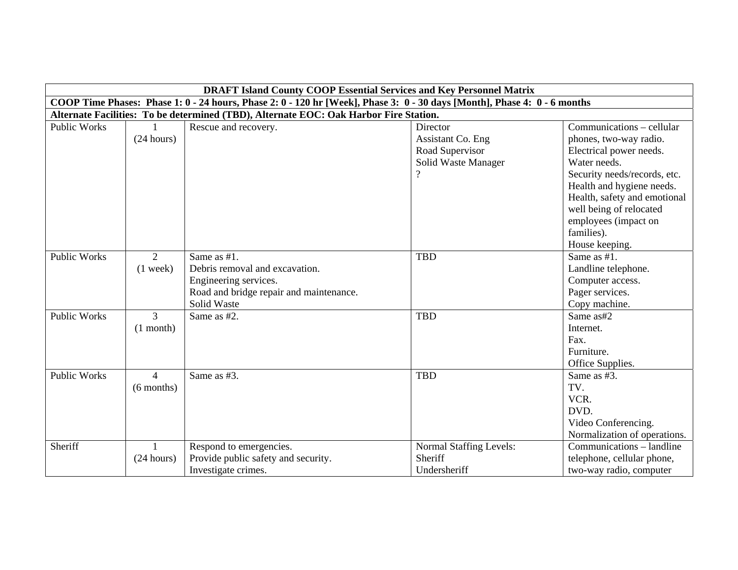| DRAFT Island County COOP Essential Services and Key Personnel Matrix | | | | |
|---|---|---|---|---|
| COOP Time Phases: Phase 1: 0 - 24 hours, Phase 2: 0 - 120 hr [Week], Phase 3: 0 - 30 days [Month], Phase 4: 0 - 6 months | | | | |
| Alternate Facilities: To be determined (TBD), Alternate EOC: Oak Harbor Fire Station. | | | | |
| Public Works | 1<br>(24 hours) | Rescue and recovery. | Director<br>Assistant Co. Eng<br>Road Supervisor<br>Solid Waste Manager<br>? | Communications – cellular phones, two-way radio.<br>Electrical power needs.<br>Water needs.<br>Security needs/records, etc.<br>Health and hygiene needs.<br>Health, safety and emotional well being of relocated employees (impact on families).<br>House keeping. |
| Public Works | 2<br>(1 week) | Same as #1.<br>Debris removal and excavation.<br>Engineering services.<br>Road and bridge repair and maintenance.<br>Solid Waste | TBD | Same as #1.<br>Landline telephone.<br>Computer access.<br>Pager services.<br>Copy machine. |
| Public Works | 3<br>(1 month) | Same as #2. | TBD | Same as#2<br>Internet.<br>Fax.<br>Furniture.<br>Office Supplies. |
| Public Works | 4<br>(6 months) | Same as #3. | TBD | Same as #3.<br>TV.<br>VCR.<br>DVD.<br>Video Conferencing.<br>Normalization of operations. |
| Sheriff | 1<br>(24 hours) | Respond to emergencies.<br>Provide public safety and security.<br>Investigate crimes. | Normal Staffing Levels:<br>Sheriff<br>Undersheriff | Communications – landline telephone, cellular phone, two-way radio, computer |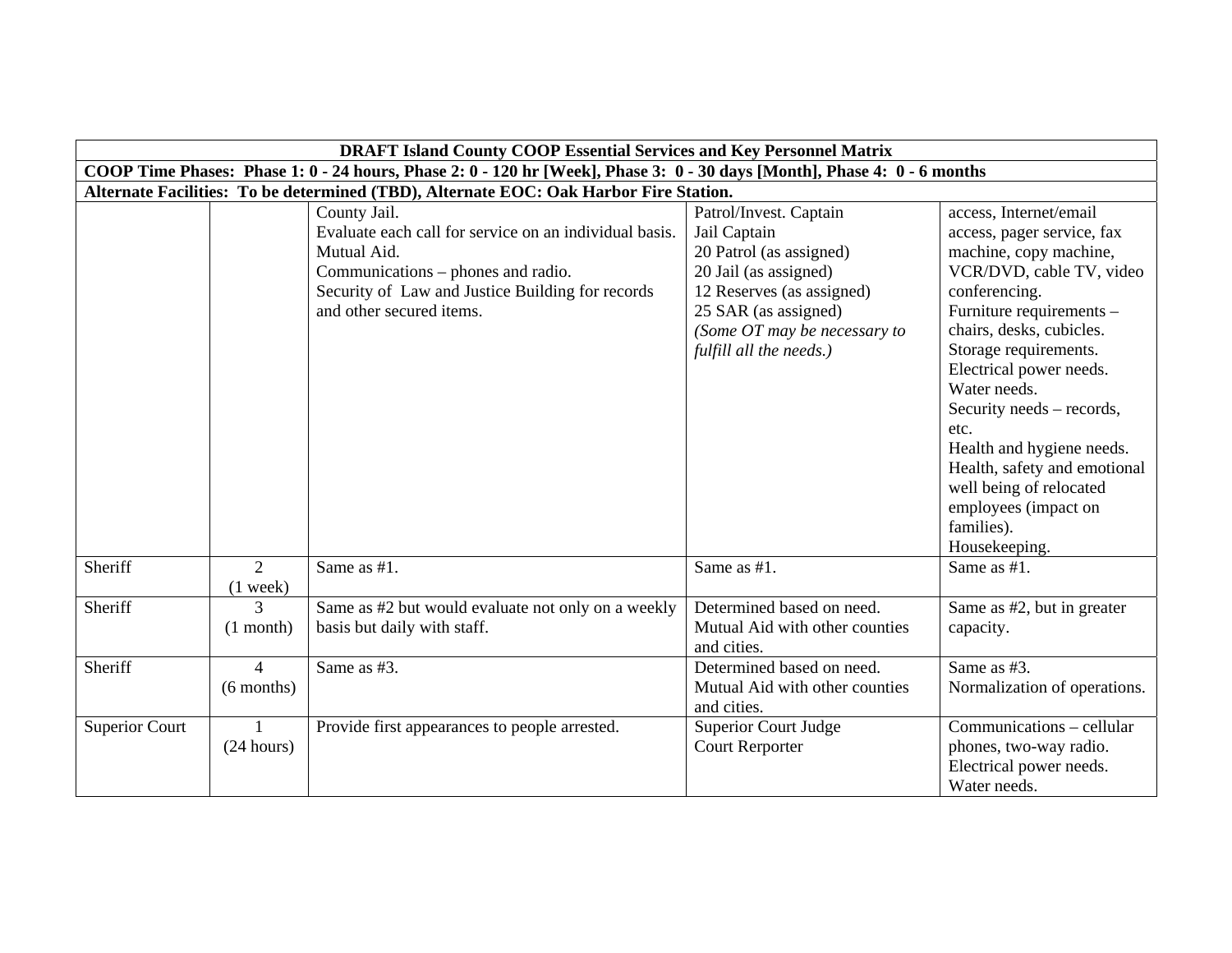| DRAFT Island County COOP Essential Services and Key Personnel Matrix | | | | |
|---|---|---|---|---|
| **COOP Time Phases: Phase 1: 0 - 24 hours, Phase 2: 0 - 120 hr [Week], Phase 3: 0 - 30 days [Month], Phase 4: 0 - 6 months** | | | | |
| **Alternate Facilities: To be determined (TBD), Alternate EOC: Oak Harbor Fire Station.** | | | | |
| | | County Jail.<br>Evaluate each call for service on an individual basis.<br>Mutual Aid.<br>Communications – phones and radio.<br>Security of Law and Justice Building for records and other secured items. | Patrol/Invest. Captain<br>Jail Captain<br>20 Patrol (as assigned)<br>20 Jail (as assigned)<br>12 Reserves (as assigned)<br>25 SAR (as assigned)<br>*(Some OT may be necessary to fulfill all the needs.)* | access, Internet/email access, pager service, fax machine, copy machine, VCR/DVD, cable TV, video conferencing.<br>Furniture requirements – chairs, desks, cubicles.<br>Storage requirements.<br>Electrical power needs.<br>Water needs.<br>Security needs – records, etc.<br>Health and hygiene needs.<br>Health, safety and emotional well being of relocated employees (impact on families).<br>Housekeeping. |
| Sheriff | 2<br>(1 week) | Same as #1. | Same as #1. | Same as #1. |
| Sheriff | 3<br>(1 month) | Same as #2 but would evaluate not only on a weekly basis but daily with staff. | Determined based on need.<br>Mutual Aid with other counties and cities. | Same as #2, but in greater capacity. |
| Sheriff | 4<br>(6 months) | Same as #3. | Determined based on need.<br>Mutual Aid with other counties and cities. | Same as #3.<br>Normalization of operations. |
| Superior Court | 1<br>(24 hours) | Provide first appearances to people arrested. | Superior Court Judge<br>Court Rerporter | Communications – cellular phones, two-way radio.<br>Electrical power needs.<br>Water needs. |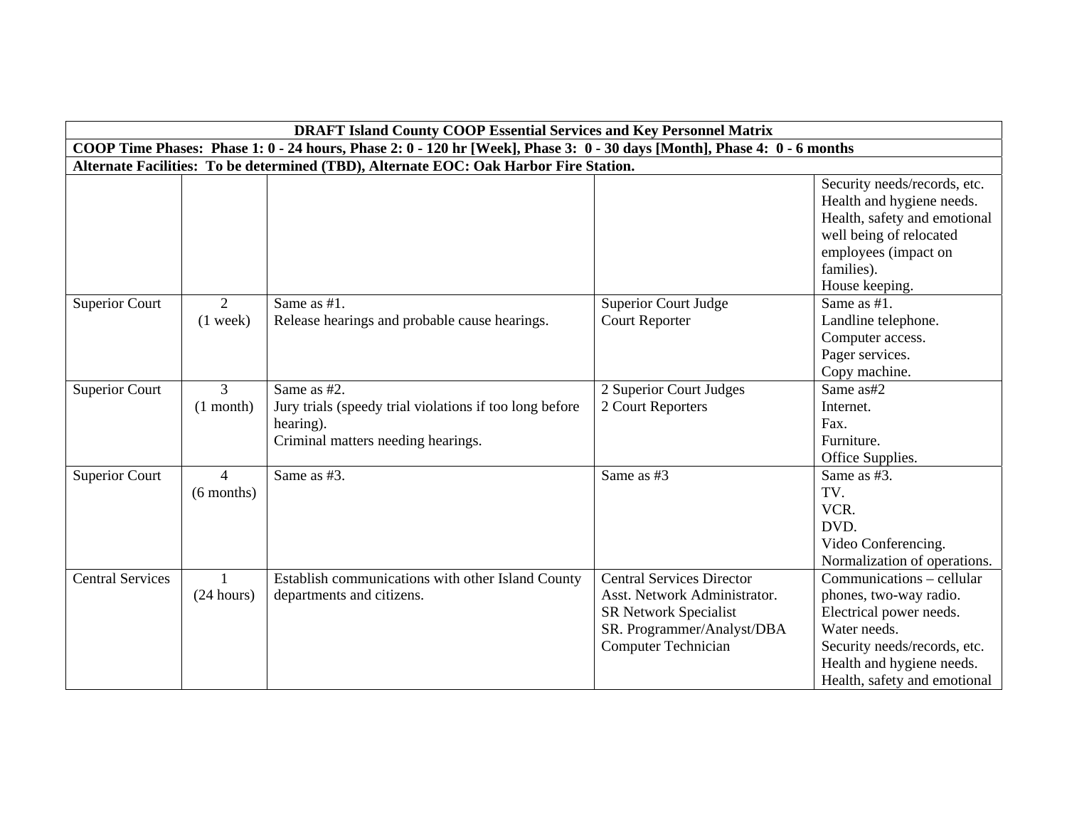| DRAFT Island County COOP Essential Services and Key Personnel Matrix | | | | |
|---|---|---|---|---|
| COOP Time Phases: Phase 1: 0 - 24 hours, Phase 2: 0 - 120 hr [Week], Phase 3: 0 - 30 days [Month], Phase 4: 0 - 6 months | | | | |
| Alternate Facilities: To be determined (TBD), Alternate EOC: Oak Harbor Fire Station. | | | | |
| | | | | Security needs/records, etc.<br>Health and hygiene needs.<br>Health, safety and emotional well being of relocated employees (impact on families).<br>House keeping. |
| Superior Court | 2<br>(1 week) | Same as #1.<br>Release hearings and probable cause hearings. | Superior Court Judge<br>Court Reporter | Same as #1.<br>Landline telephone.<br>Computer access.<br>Pager services.<br>Copy machine. |
| Superior Court | 3<br>(1 month) | Same as #2.<br>Jury trials (speedy trial violations if too long before hearing).<br>Criminal matters needing hearings. | 2 Superior Court Judges<br>2 Court Reporters | Same as#2<br>Internet.<br>Fax.<br>Furniture.<br>Office Supplies. |
| Superior Court | 4<br>(6 months) | Same as #3. | Same as #3 | Same as #3.<br>TV.<br>VCR.<br>DVD.<br>Video Conferencing.<br>Normalization of operations. |
| Central Services | 1<br>(24 hours) | Establish communications with other Island County departments and citizens. | Central Services Director<br>Asst. Network Administrator.<br>SR Network Specialist<br>SR. Programmer/Analyst/DBA<br>Computer Technician | Communications – cellular phones, two-way radio.<br>Electrical power needs.<br>Water needs.<br>Security needs/records, etc.<br>Health and hygiene needs.<br>Health, safety and emotional |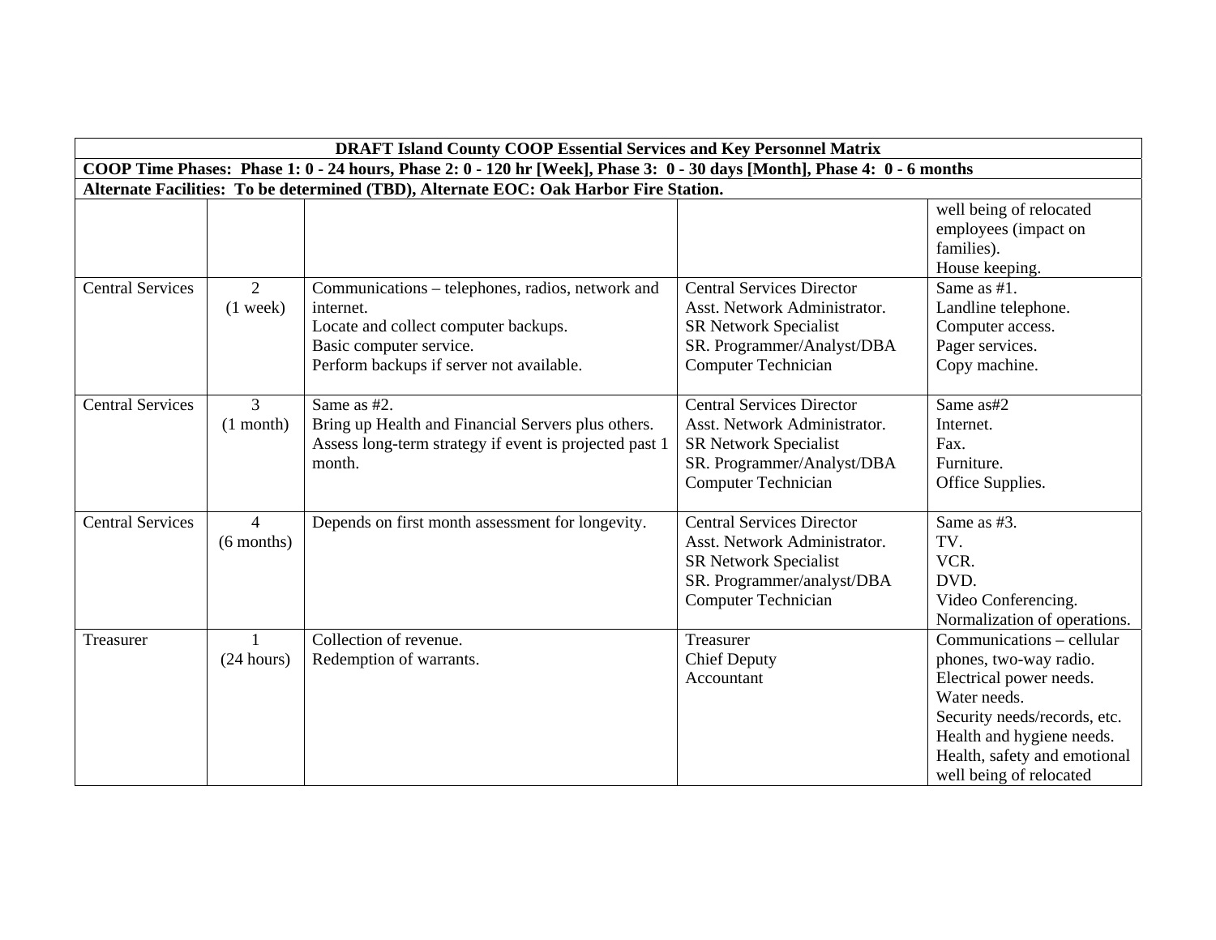| DRAFT Island County COOP Essential Services and Key Personnel Matrix | | | | |
|---|---|---|---|---|
| COOP Time Phases: Phase 1: 0 - 24 hours, Phase 2: 0 - 120 hr [Week], Phase 3: 0 - 30 days [Month], Phase 4: 0 - 6 months | | | | |
| Alternate Facilities: To be determined (TBD), Alternate EOC: Oak Harbor Fire Station. | | | | |
| | | | | well being of relocated employees (impact on families).<br>House keeping. |
| Central Services | 2<br>(1 week) | Communications – telephones, radios, network and internet.<br>Locate and collect computer backups.<br>Basic computer service.<br>Perform backups if server not available. | Central Services Director<br>Asst. Network Administrator.<br>SR Network Specialist<br>SR. Programmer/Analyst/DBA<br>Computer Technician | Same as #1.<br>Landline telephone.<br>Computer access.<br>Pager services.<br>Copy machine. |
| Central Services | 3<br>(1 month) | Same as #2.<br>Bring up Health and Financial Servers plus others.<br>Assess long-term strategy if event is projected past 1 month. | Central Services Director<br>Asst. Network Administrator.<br>SR Network Specialist<br>SR. Programmer/Analyst/DBA<br>Computer Technician | Same as#2<br>Internet.<br>Fax.<br>Furniture.<br>Office Supplies. |
| Central Services | 4<br>(6 months) | Depends on first month assessment for longevity. | Central Services Director<br>Asst. Network Administrator.<br>SR Network Specialist<br>SR. Programmer/analyst/DBA<br>Computer Technician | Same as #3.<br>TV.<br>VCR.<br>DVD.<br>Video Conferencing.<br>Normalization of operations. |
| Treasurer | 1<br>(24 hours) | Collection of revenue.<br>Redemption of warrants. | Treasurer<br>Chief Deputy<br>Accountant | Communications – cellular phones, two-way radio.<br>Electrical power needs.<br>Water needs.<br>Security needs/records, etc.<br>Health and hygiene needs.<br>Health, safety and emotional well being of relocated |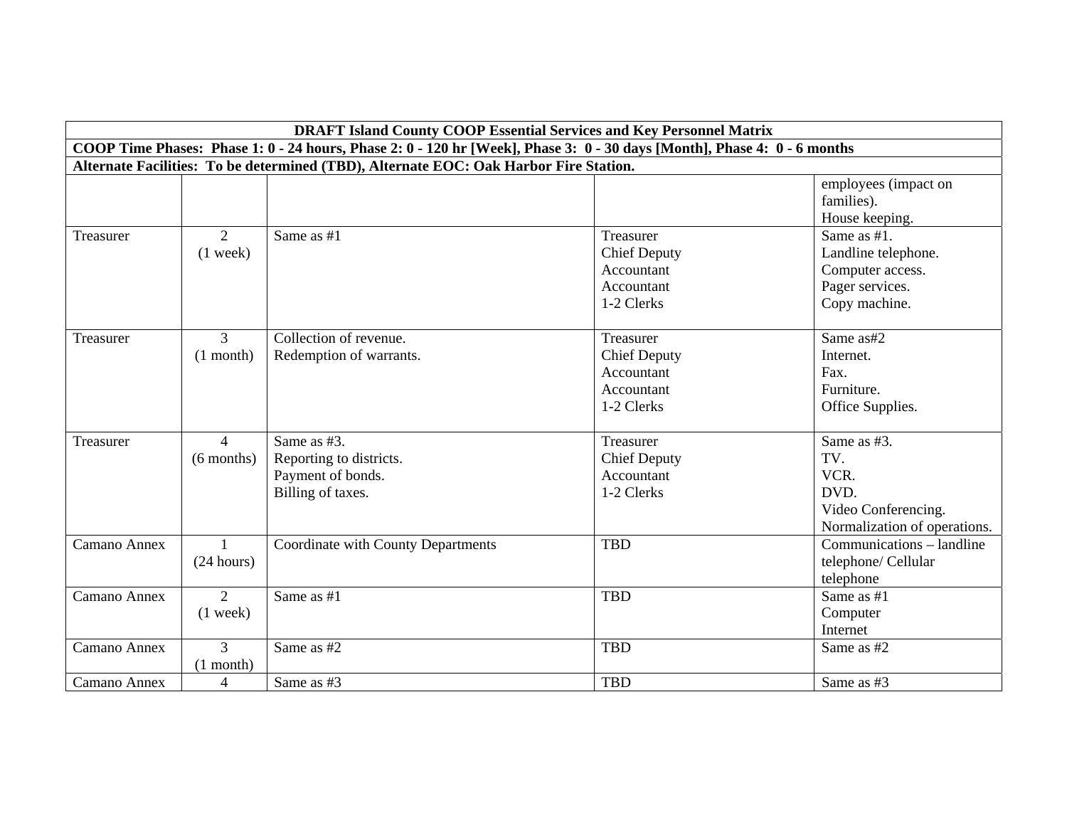| DRAFT Island County COOP Essential Services and Key Personnel Matrix | | | | |
|---|---|---|---|---|
| COOP Time Phases: Phase 1: 0 - 24 hours, Phase 2: 0 - 120 hr [Week], Phase 3: 0 - 30 days [Month], Phase 4: 0 - 6 months | | | | |
| Alternate Facilities: To be determined (TBD), Alternate EOC: Oak Harbor Fire Station. | | | | |
| | | | | employees (impact on families).<br>House keeping. |
| Treasurer | 2<br>(1 week) | Same as #1 | Treasurer<br>Chief Deputy<br>Accountant<br>Accountant<br>1-2 Clerks | Same as #1.<br>Landline telephone.<br>Computer access.<br>Pager services.<br>Copy machine. |
| Treasurer | 3<br>(1 month) | Collection of revenue.<br>Redemption of warrants. | Treasurer<br>Chief Deputy<br>Accountant<br>Accountant<br>1-2 Clerks | Same as#2<br>Internet.<br>Fax.<br>Furniture.<br>Office Supplies. |
| Treasurer | 4<br>(6 months) | Same as #3.<br>Reporting to districts.<br>Payment of bonds.<br>Billing of taxes. | Treasurer<br>Chief Deputy<br>Accountant<br>1-2 Clerks | Same as #3.<br>TV.<br>VCR.<br>DVD.<br>Video Conferencing.<br>Normalization of operations. |
| Camano Annex | 1<br>(24 hours) | Coordinate with County Departments | TBD | Communications – landline telephone/ Cellular telephone |
| Camano Annex | 2<br>(1 week) | Same as #1 | TBD | Same as #1<br>Computer<br>Internet |
| Camano Annex | 3<br>(1 month) | Same as #2 | TBD | Same as #2 |
| Camano Annex | 4 | Same as #3 | TBD | Same as #3 |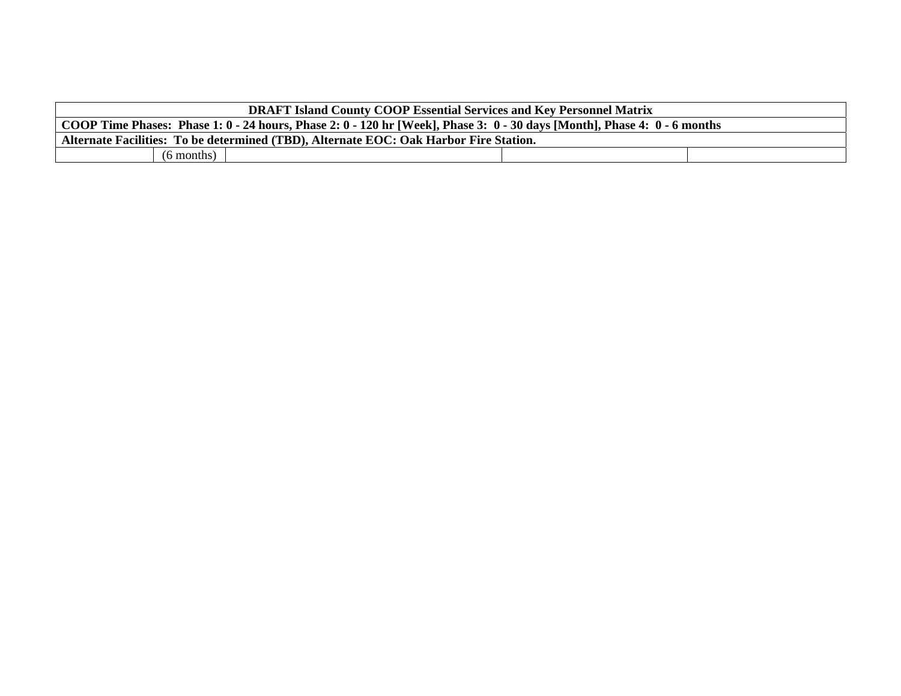| | | | | |
|---|---|---|---|---|
| **DRAFT Island County COOP Essential Services and Key Personnel Matrix** | | | | |
| **COOP Time Phases: Phase 1: 0 - 24 hours, Phase 2: 0 - 120 hr [Week], Phase 3: 0 - 30 days [Month], Phase 4: 0 - 6 months** | | | | |
| **Alternate Facilities: To be determined (TBD), Alternate EOC: Oak Harbor Fire Station.** | | | | |
| | (6 months) | | | |